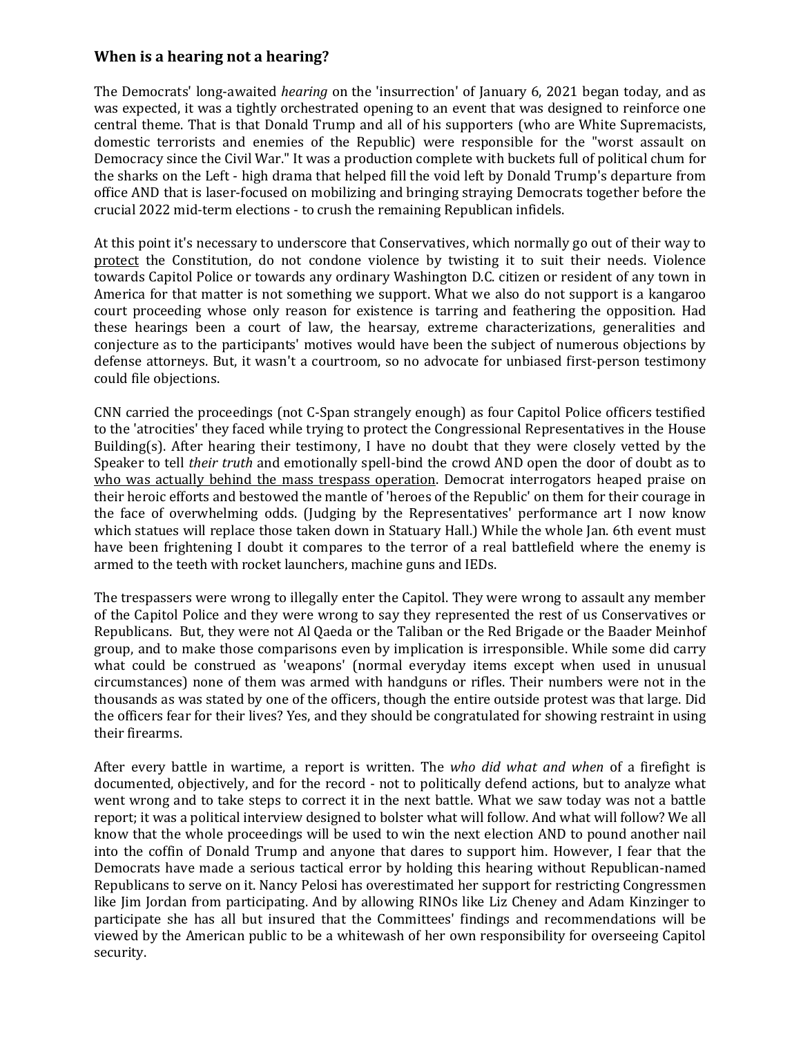### When is a hearing not a hearing?

The Democrats' long-awaited *hearing* on the 'insurrection' of January 6, 2021 began today, and as was expected, it was a tightly orchestrated opening to an event that was designed to reinforce one central theme. That is that Donald Trump and all of his supporters (who are White Supremacists, domestic terrorists and enemies of the Republic) were responsible for the "worst assault on Democracy since the Civil War." It was a production complete with buckets full of political chum for the sharks on the Left - high drama that helped fill the void left by Donald Trump's departure from office AND that is laser-focused on mobilizing and bringing straying Democrats together before the crucial 2022 mid-term elections - to crush the remaining Republican infidels.

At this point it's necessary to underscore that Conservatives, which normally go out of their way to <u>protect</u> the Constitution, do not condone violence by twisting it to suit their needs. Violence towards Capitol Police or towards any ordinary Washington D.C. citizen or resident of any town in America for that matter is not something we support. What we also do not support is a kangaroo court proceeding whose only reason for existence is tarring and feathering the opposition. Had these hearings been a court of law, the hearsay, extreme characterizations, generalities and conjecture as to the participants' motives would have been the subject of numerous objections by defense attorneys. But, it wasn't a courtroom, so no advocate for unbiased first-person testimony could file objections.

CNN carried the proceedings (not C-Span strangely enough) as four Capitol Police officers testified to the 'atrocities' they faced while trying to protect the Congressional Representatives in the House Building(s). After hearing their testimony, I have no doubt that they were closely vetted by the Speaker to tell *their truth* and emotionally spell-bind the crowd AND open the door of doubt as to <u>who was actually behind the mass trespass operation</u>. Democrat interrogators heaped praise on their heroic efforts and bestowed the mantle of 'heroes of the Republic' on them for their courage in the face of overwhelming odds. (Judging by the Representatives' performance art I now know which statues will replace those taken down in Statuary Hall.) While the whole Jan. 6th event must have been frightening I doubt it compares to the terror of a real battlefield where the enemy is armed to the teeth with rocket launchers, machine guns and IEDs.

The trespassers were wrong to illegally enter the Capitol. They were wrong to assault any member of the Capitol Police and they were wrong to say they represented the rest of us Conservatives or Republicans. But, they were not Al Qaeda or the Taliban or the Red Brigade or the Baader Meinhof group, and to make those comparisons even by implication is irresponsible. While some did carry what could be construed as 'weapons' (normal everyday items except when used in unusual circumstances) none of them was armed with handguns or rifles. Their numbers were not in the thousands as was stated by one of the officers, though the entire outside protest was that large. Did the officers fear for their lives? Yes, and they should be congratulated for showing restraint in using their firearms.

After every battle in wartime, a report is written. The *who did what and when* of a firefight is documented, objectively, and for the record - not to politically defend actions, but to analyze what went wrong and to take steps to correct it in the next battle. What we saw today was not a battle report; it was a political interview designed to bolster what will follow. And what will follow? We all know that the whole proceedings will be used to win the next election AND to pound another nail into the coffin of Donald Trump and anyone that dares to support him. However, I fear that the Democrats have made a serious tactical error by holding this hearing without Republican-named Republicans to serve on it. Nancy Pelosi has overestimated her support for restricting Congressmen like Jim Jordan from participating. And by allowing RINOs like Liz Cheney and Adam Kinzinger to participate she has all but insured that the Committees' findings and recommendations will be viewed by the American public to be a whitewash of her own responsibility for overseeing Capitol security.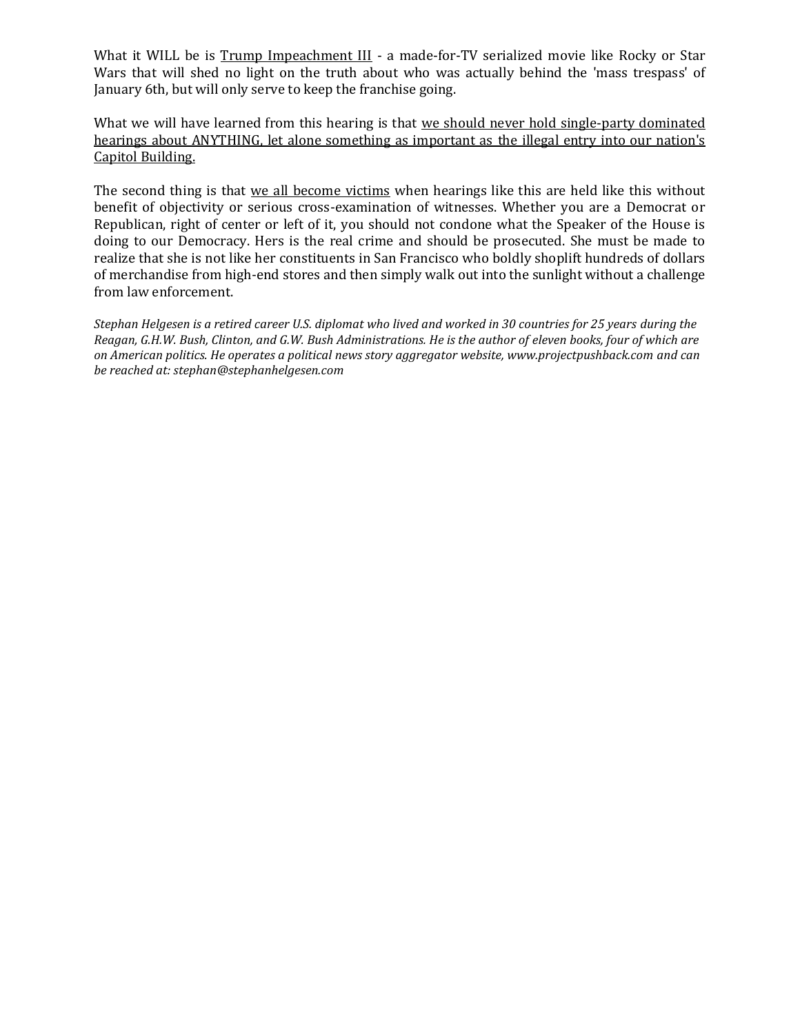What it WILL be is <u>Trump Impeachment III</u> - a made-for-TV serialized movie like Rocky or Star Wars that will shed no light on the truth about who was actually behind the 'mass trespass' of January 6th, but will only serve to keep the franchise going.

What we will have learned from this hearing is that <u>we should never hold single-party dominated hearings about ANYTHING, let alone something as important as the illegal entry into our nation's Capitol Building.</u>

The second thing is that <u>we all become victims</u> when hearings like this are held like this without benefit of objectivity or serious cross-examination of witnesses. Whether you are a Democrat or Republican, right of center or left of it, you should not condone what the Speaker of the House is doing to our Democracy. Hers is the real crime and should be prosecuted. She must be made to realize that she is not like her constituents in San Francisco who boldly shoplift hundreds of dollars of merchandise from high-end stores and then simply walk out into the sunlight without a challenge from law enforcement.

*Stephan Helgesen is a retired career U.S. diplomat who lived and worked in 30 countries for 25 years during the Reagan, G.H.W. Bush, Clinton, and G.W. Bush Administrations. He is the author of eleven books, four of which are on American politics. He operates a political news story aggregator website, www.projectpushback.com and can be reached at: stephan@stephanhelgesen.com*